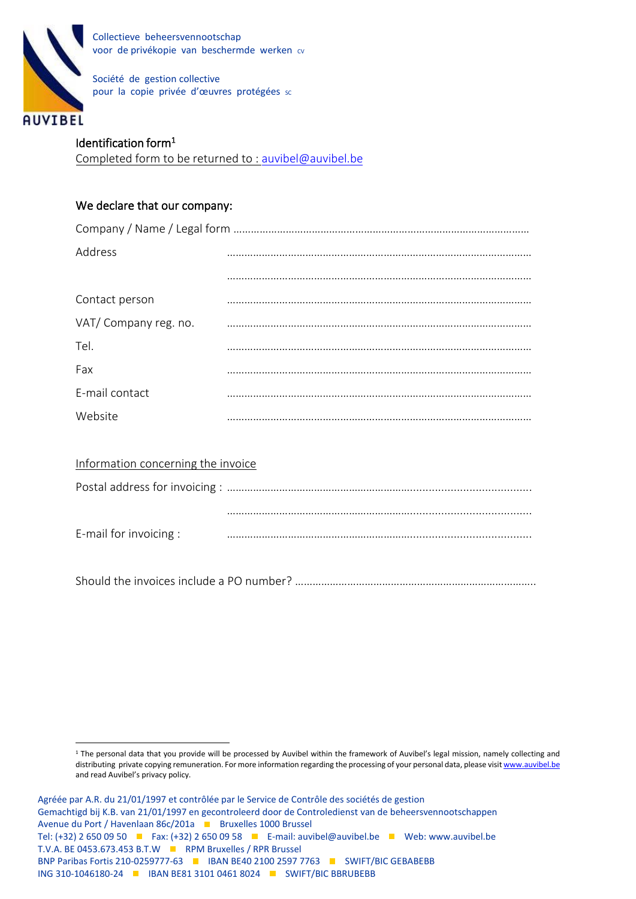Collectieve beheersvennootschap
voor de privékopie van beschermde werken CV

Société de gestion collective
pour la copie privée d'œuvres protégées SC

AUVIBEL

## Identification form[1]

Completed form to be returned to : auvibel@auvibel.be

**We declare that our company:**

Company / Name / Legal form ……………………………………………………………………………………

Address ……………………………………………………………………………………

……………………………………………………………………………………

Contact person ……………………………………………………………………………………

VAT/ Company reg. no. ……………………………………………………………………………………

Tel. ……………………………………………………………………………………

Fax ……………………………………………………………………………………

E-mail contact ……………………………………………………………………………………

Website ……………………………………………………………………………………

Information concerning the invoice

Postal address for invoicing : ……………………………………………………………………………………

……………………………………………………………………………………

E-mail for invoicing : ……………………………………………………………………………………

Should the invoices include a PO number? …………………………………………………………………………

[1] The personal data that you provide will be processed by Auvibel within the framework of Auvibel's legal mission, namely collecting and distributing private copying remuneration. For more information regarding the processing of your personal data, please visit www.auvibel.be and read Auvibel's privacy policy.

Agréée par A.R. du 21/01/1997 et contrôlée par le Service de Contrôle des sociétés de gestion
Gemachtigd bij K.B. van 21/01/1997 en gecontroleerd door de Controledienst van de beheersvennootschappen
Avenue du Port / Havenlaan 86c/201a ■ Bruxelles 1000 Brussel
Tel: (+32) 2 650 09 50 ■ Fax: (+32) 2 650 09 58 ■ E-mail: auvibel@auvibel.be ■ Web: www.auvibel.be
T.V.A. BE 0453.673.453 B.T.W ■ RPM Bruxelles / RPR Brussel
BNP Paribas Fortis 210-0259777-63 ■ IBAN BE40 2100 2597 7763 ■ SWIFT/BIC GEBABEBB
ING 310-1046180-24 ■ IBAN BE81 3101 0461 8024 ■ SWIFT/BIC BBRUBEBB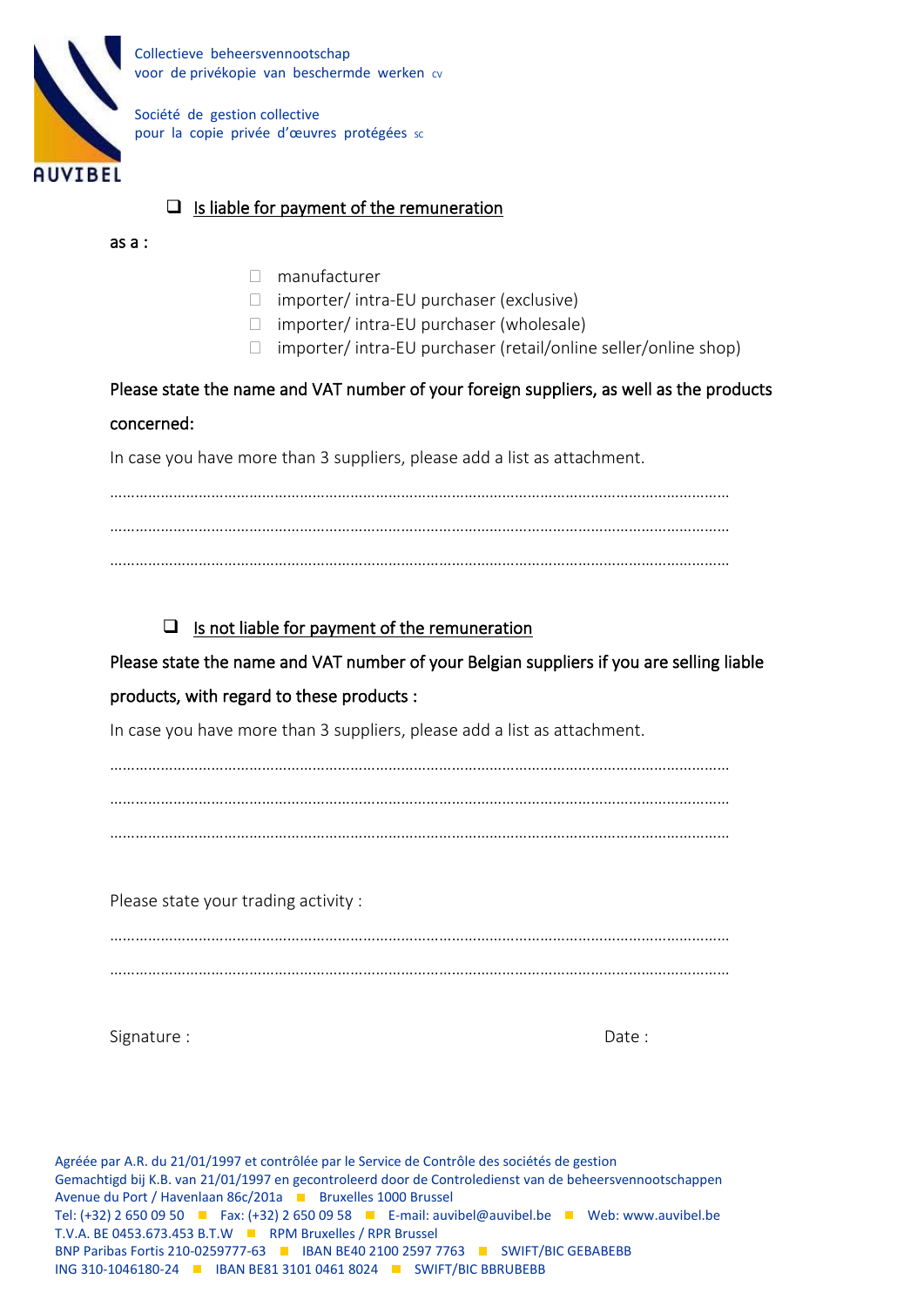Collectieve beheersvennootschap
voor de privékopie van beschermde werken cv

Société de gestion collective
pour la copie privée d'œuvres protégées sc

AUVIBEL

❑ Is liable for payment of the remuneration

as a :

- ☐ manufacturer
- ☐ importer/ intra-EU purchaser (exclusive)
- ☐ importer/ intra-EU purchaser (wholesale)
- ☐ importer/ intra-EU purchaser (retail/online seller/online shop)

Please state the name and VAT number of your foreign suppliers, as well as the products concerned:

In case you have more than 3 suppliers, please add a list as attachment.

…………………………………………………………………………………………………………………………………

…………………………………………………………………………………………………………………………………

…………………………………………………………………………………………………………………………………

❑ Is not liable for payment of the remuneration

Please state the name and VAT number of your Belgian suppliers if you are selling liable products, with regard to these products :

In case you have more than 3 suppliers, please add a list as attachment.

…………………………………………………………………………………………………………………………………

…………………………………………………………………………………………………………………………………

…………………………………………………………………………………………………………………………………

Please state your trading activity :

…………………………………………………………………………………………………………………………………

…………………………………………………………………………………………………………………………………

Signature : Date :

Agréée par A.R. du 21/01/1997 et contrôlée par le Service de Contrôle des sociétés de gestion
Gemachtigd bij K.B. van 21/01/1997 en gecontroleerd door de Controledienst van de beheersvennootschappen
Avenue du Port / Havenlaan 86c/201a ■ Bruxelles 1000 Brussel
Tel: (+32) 2 650 09 50 ■ Fax: (+32) 2 650 09 58 ■ E-mail: auvibel@auvibel.be ■ Web: www.auvibel.be
T.V.A. BE 0453.673.453 B.T.W ■ RPM Bruxelles / RPR Brussel
BNP Paribas Fortis 210-0259777-63 ■ IBAN BE40 2100 2597 7763 ■ SWIFT/BIC GEBABEBB
ING 310-1046180-24 ■ IBAN BE81 3101 0461 8024 ■ SWIFT/BIC BBRUBEBB